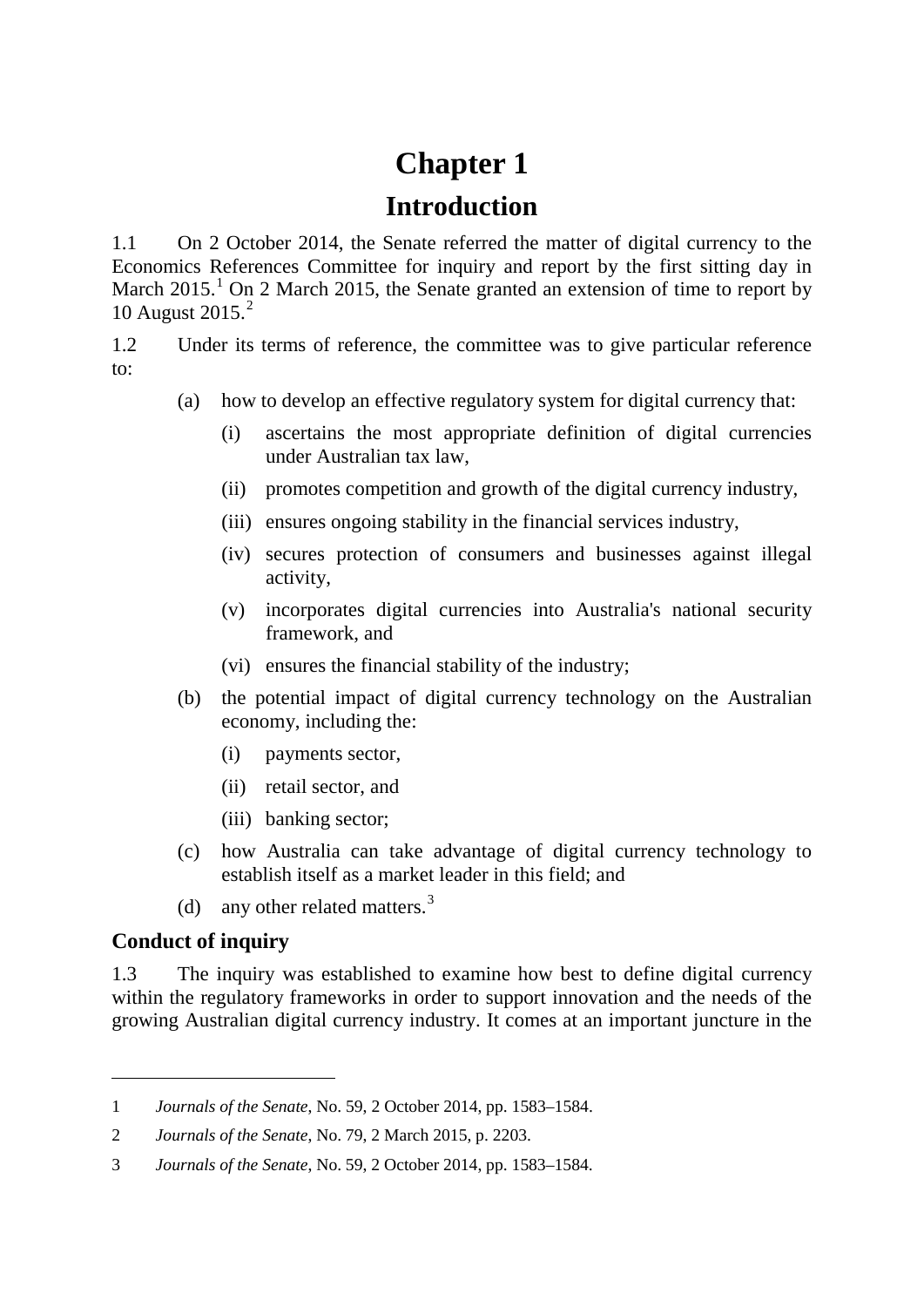# Chapter 1

# Introduction

1.1 On 2 October 2014, the Senate referred the matter of digital currency to the Economics References Committee for inquiry and report by the first sitting day in March 2015.[1] On 2 March 2015, the Senate granted an extension of time to report by 10 August 2015.[2]

1.2 Under its terms of reference, the committee was to give particular reference to:

(a) how to develop an effective regulatory system for digital currency that:

(i) ascertains the most appropriate definition of digital currencies under Australian tax law,

(ii) promotes competition and growth of the digital currency industry,

(iii) ensures ongoing stability in the financial services industry,

(iv) secures protection of consumers and businesses against illegal activity,

(v) incorporates digital currencies into Australia's national security framework, and

(vi) ensures the financial stability of the industry;

(b) the potential impact of digital currency technology on the Australian economy, including the:

(i) payments sector,

(ii) retail sector, and

(iii) banking sector;

(c) how Australia can take advantage of digital currency technology to establish itself as a market leader in this field; and

(d) any other related matters.[3]

## Conduct of inquiry

1.3 The inquiry was established to examine how best to define digital currency within the regulatory frameworks in order to support innovation and the needs of the growing Australian digital currency industry. It comes at an important juncture in the

---

1 *Journals of the Senate*, No. 59, 2 October 2014, pp. 1583–1584.

2 *Journals of the Senate*, No. 79, 2 March 2015, p. 2203.

3 *Journals of the Senate*, No. 59, 2 October 2014, pp. 1583–1584.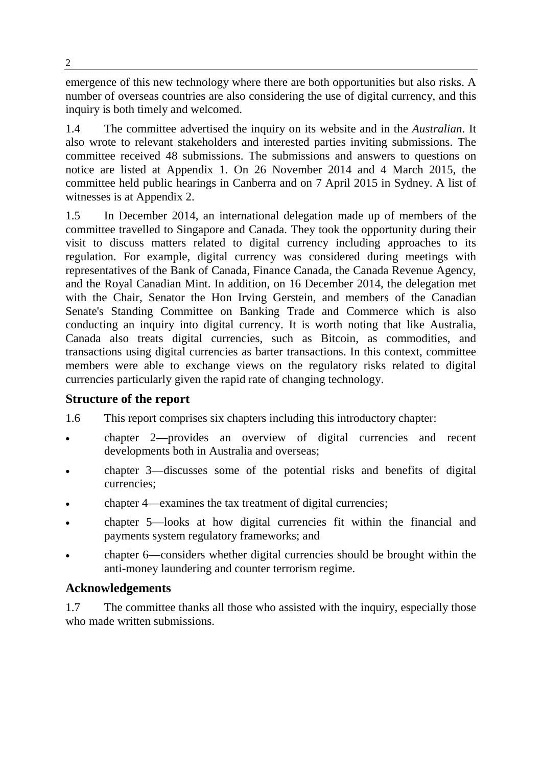emergence of this new technology where there are both opportunities but also risks. A number of overseas countries are also considering the use of digital currency, and this inquiry is both timely and welcomed.

1.4 The committee advertised the inquiry on its website and in the *Australian*. It also wrote to relevant stakeholders and interested parties inviting submissions. The committee received 48 submissions. The submissions and answers to questions on notice are listed at Appendix 1. On 26 November 2014 and 4 March 2015, the committee held public hearings in Canberra and on 7 April 2015 in Sydney. A list of witnesses is at Appendix 2.

1.5 In December 2014, an international delegation made up of members of the committee travelled to Singapore and Canada. They took the opportunity during their visit to discuss matters related to digital currency including approaches to its regulation. For example, digital currency was considered during meetings with representatives of the Bank of Canada, Finance Canada, the Canada Revenue Agency, and the Royal Canadian Mint. In addition, on 16 December 2014, the delegation met with the Chair, Senator the Hon Irving Gerstein, and members of the Canadian Senate's Standing Committee on Banking Trade and Commerce which is also conducting an inquiry into digital currency. It is worth noting that like Australia, Canada also treats digital currencies, such as Bitcoin, as commodities, and transactions using digital currencies as barter transactions. In this context, committee members were able to exchange views on the regulatory risks related to digital currencies particularly given the rapid rate of changing technology.

## Structure of the report

1.6 This report comprises six chapters including this introductory chapter:

- chapter 2—provides an overview of digital currencies and recent developments both in Australia and overseas;
- chapter 3—discusses some of the potential risks and benefits of digital currencies;
- chapter 4—examines the tax treatment of digital currencies;
- chapter 5—looks at how digital currencies fit within the financial and payments system regulatory frameworks; and
- chapter 6—considers whether digital currencies should be brought within the anti-money laundering and counter terrorism regime.

## Acknowledgements

1.7 The committee thanks all those who assisted with the inquiry, especially those who made written submissions.